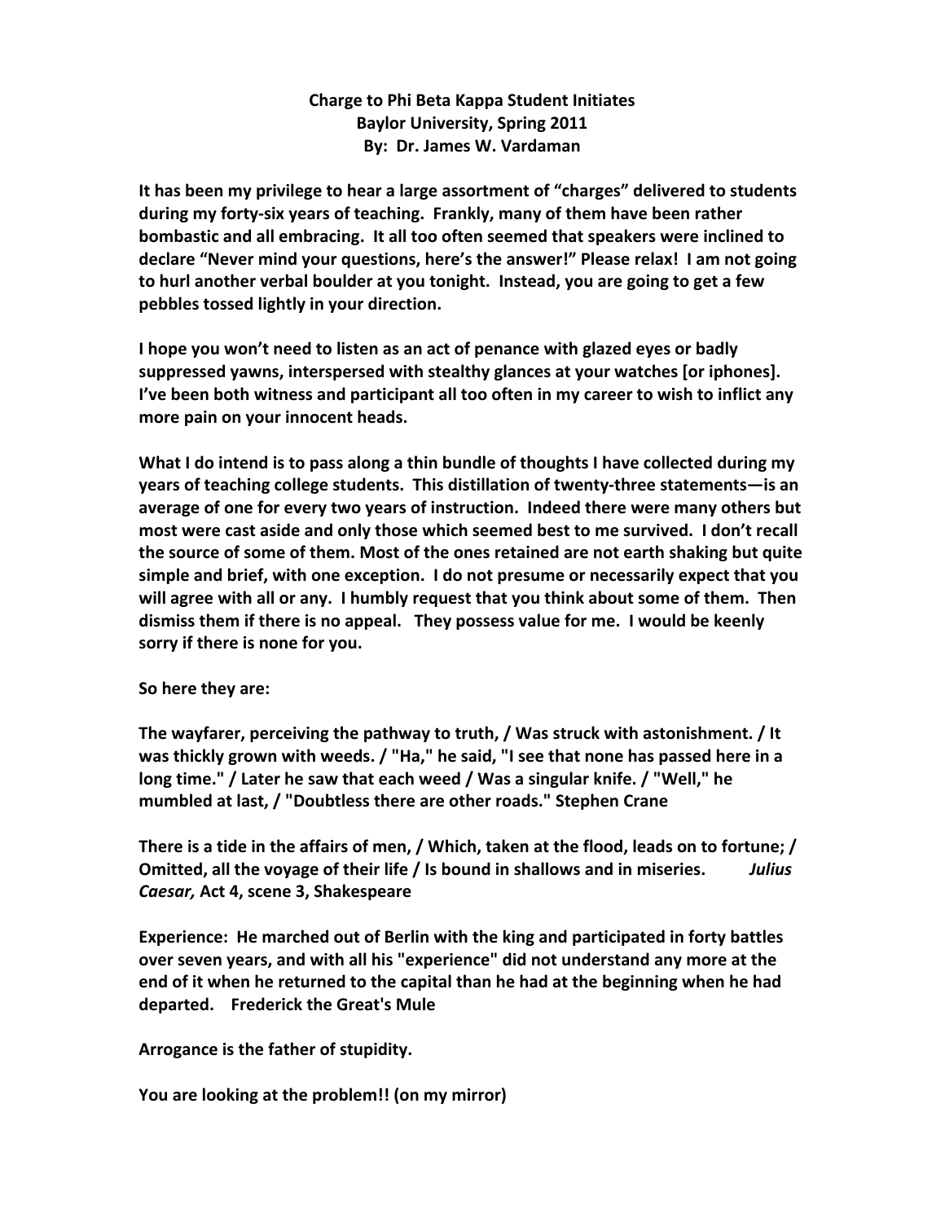**Charge to Phi Beta Kappa Student Initiates**
**Baylor University, Spring 2011**
**By: Dr. James W. Vardaman**

**It has been my privilege to hear a large assortment of "charges" delivered to students during my forty-six years of teaching. Frankly, many of them have been rather bombastic and all embracing. It all too often seemed that speakers were inclined to declare "Never mind your questions, here's the answer!" Please relax! I am not going to hurl another verbal boulder at you tonight. Instead, you are going to get a few pebbles tossed lightly in your direction.**

**I hope you won't need to listen as an act of penance with glazed eyes or badly suppressed yawns, interspersed with stealthy glances at your watches [or iphones]. I've been both witness and participant all too often in my career to wish to inflict any more pain on your innocent heads.**

**What I do intend is to pass along a thin bundle of thoughts I have collected during my years of teaching college students. This distillation of twenty-three statements—is an average of one for every two years of instruction. Indeed there were many others but most were cast aside and only those which seemed best to me survived. I don't recall the source of some of them. Most of the ones retained are not earth shaking but quite simple and brief, with one exception. I do not presume or necessarily expect that you will agree with all or any. I humbly request that you think about some of them. Then dismiss them if there is no appeal. They possess value for me. I would be keenly sorry if there is none for you.**

**So here they are:**

**The wayfarer, perceiving the pathway to truth, / Was struck with astonishment. / It was thickly grown with weeds. / "Ha," he said, "I see that none has passed here in a long time." / Later he saw that each weed / Was a singular knife. / "Well," he mumbled at last, / "Doubtless there are other roads." Stephen Crane**

**There is a tide in the affairs of men, / Which, taken at the flood, leads on to fortune; / Omitted, all the voyage of their life / Is bound in shallows and in miseries. *Julius Caesar,* Act 4, scene 3, Shakespeare**

**Experience: He marched out of Berlin with the king and participated in forty battles over seven years, and with all his "experience" did not understand any more at the end of it when he returned to the capital than he had at the beginning when he had departed. Frederick the Great's Mule**

**Arrogance is the father of stupidity.**

**You are looking at the problem!! (on my mirror)**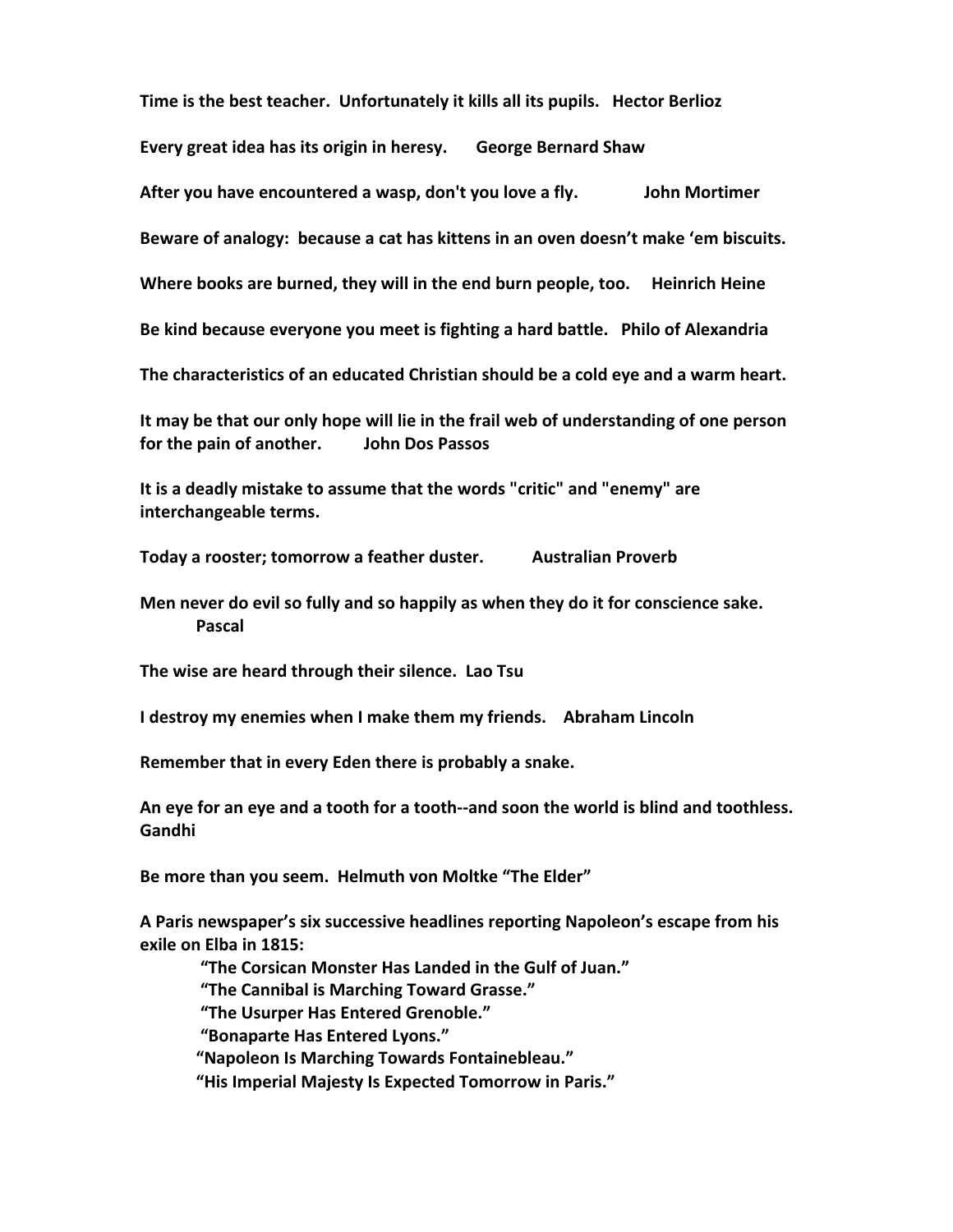**Time is the best teacher. Unfortunately it kills all its pupils. Hector Berlioz**

**Every great idea has its origin in heresy. George Bernard Shaw**

**After you have encountered a wasp, don't you love a fly. John Mortimer**

**Beware of analogy: because a cat has kittens in an oven doesn't make 'em biscuits.**

**Where books are burned, they will in the end burn people, too. Heinrich Heine**

**Be kind because everyone you meet is fighting a hard battle. Philo of Alexandria**

**The characteristics of an educated Christian should be a cold eye and a warm heart.**

**It may be that our only hope will lie in the frail web of understanding of one person for the pain of another. John Dos Passos**

**It is a deadly mistake to assume that the words "critic" and "enemy" are interchangeable terms.**

**Today a rooster; tomorrow a feather duster. Australian Proverb**

**Men never do evil so fully and so happily as when they do it for conscience sake. Pascal**

**The wise are heard through their silence. Lao Tsu**

**I destroy my enemies when I make them my friends. Abraham Lincoln**

**Remember that in every Eden there is probably a snake.**

**An eye for an eye and a tooth for a tooth--and soon the world is blind and toothless. Gandhi**

**Be more than you seem. Helmuth von Moltke "The Elder"**

**A Paris newspaper's six successive headlines reporting Napoleon's escape from his exile on Elba in 1815:**

> **"The Corsican Monster Has Landed in the Gulf of Juan."**
> **"The Cannibal is Marching Toward Grasse."**
> **"The Usurper Has Entered Grenoble."**
> **"Bonaparte Has Entered Lyons."**
> **"Napoleon Is Marching Towards Fontainebleau."**
> **"His Imperial Majesty Is Expected Tomorrow in Paris."**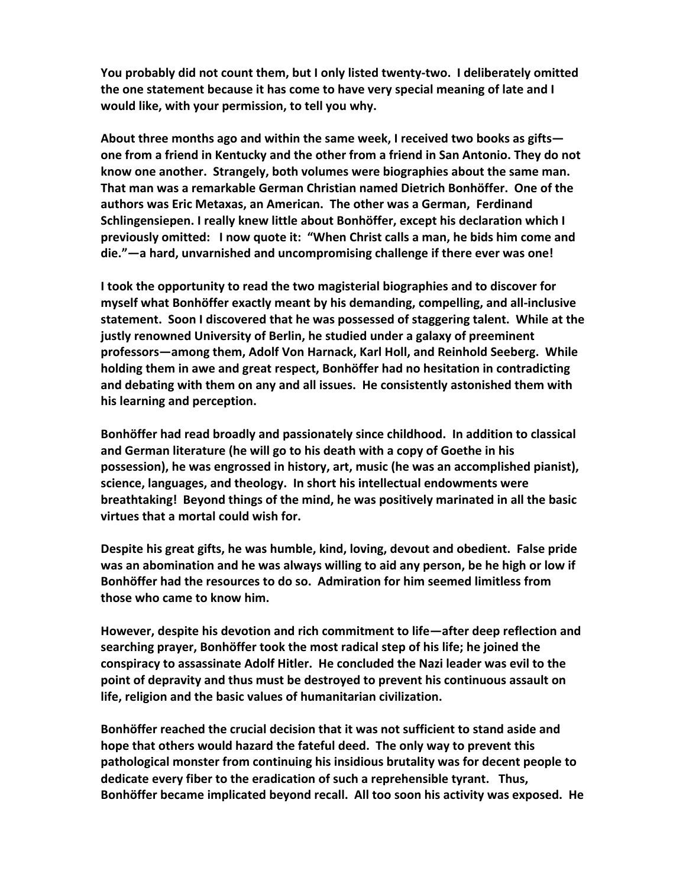**You probably did not count them, but I only listed twenty-two. I deliberately omitted the one statement because it has come to have very special meaning of late and I would like, with your permission, to tell you why.**

**About three months ago and within the same week, I received two books as gifts—one from a friend in Kentucky and the other from a friend in San Antonio. They do not know one another. Strangely, both volumes were biographies about the same man. That man was a remarkable German Christian named Dietrich Bonhöffer. One of the authors was Eric Metaxas, an American. The other was a German, Ferdinand Schlingensiepen. I really knew little about Bonhöffer, except his declaration which I previously omitted: I now quote it: "When Christ calls a man, he bids him come and die."—a hard, unvarnished and uncompromising challenge if there ever was one!**

**I took the opportunity to read the two magisterial biographies and to discover for myself what Bonhöffer exactly meant by his demanding, compelling, and all-inclusive statement. Soon I discovered that he was possessed of staggering talent. While at the justly renowned University of Berlin, he studied under a galaxy of preeminent professors—among them, Adolf Von Harnack, Karl Holl, and Reinhold Seeberg. While holding them in awe and great respect, Bonhöffer had no hesitation in contradicting and debating with them on any and all issues. He consistently astonished them with his learning and perception.**

**Bonhöffer had read broadly and passionately since childhood. In addition to classical and German literature (he will go to his death with a copy of Goethe in his possession), he was engrossed in history, art, music (he was an accomplished pianist), science, languages, and theology. In short his intellectual endowments were breathtaking! Beyond things of the mind, he was positively marinated in all the basic virtues that a mortal could wish for.**

**Despite his great gifts, he was humble, kind, loving, devout and obedient. False pride was an abomination and he was always willing to aid any person, be he high or low if Bonhöffer had the resources to do so. Admiration for him seemed limitless from those who came to know him.**

**However, despite his devotion and rich commitment to life—after deep reflection and searching prayer, Bonhöffer took the most radical step of his life; he joined the conspiracy to assassinate Adolf Hitler. He concluded the Nazi leader was evil to the point of depravity and thus must be destroyed to prevent his continuous assault on life, religion and the basic values of humanitarian civilization.**

**Bonhöffer reached the crucial decision that it was not sufficient to stand aside and hope that others would hazard the fateful deed. The only way to prevent this pathological monster from continuing his insidious brutality was for decent people to dedicate every fiber to the eradication of such a reprehensible tyrant. Thus, Bonhöffer became implicated beyond recall. All too soon his activity was exposed. He**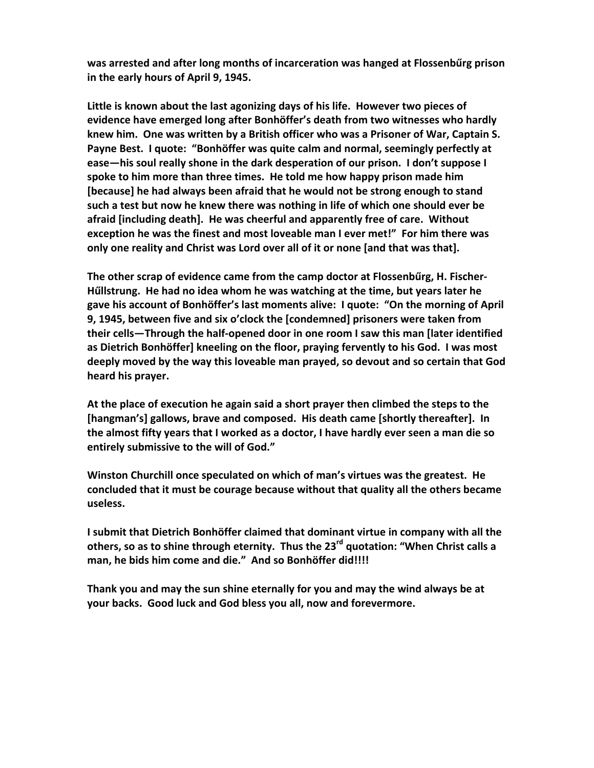**was arrested and after long months of incarceration was hanged at Flossenbűrg prison in the early hours of April 9, 1945.**

**Little is known about the last agonizing days of his life. However two pieces of evidence have emerged long after Bonhöffer's death from two witnesses who hardly knew him. One was written by a British officer who was a Prisoner of War, Captain S. Payne Best. I quote: "Bonhöffer was quite calm and normal, seemingly perfectly at ease—his soul really shone in the dark desperation of our prison. I don't suppose I spoke to him more than three times. He told me how happy prison made him [because] he had always been afraid that he would not be strong enough to stand such a test but now he knew there was nothing in life of which one should ever be afraid [including death]. He was cheerful and apparently free of care. Without exception he was the finest and most loveable man I ever met!" For him there was only one reality and Christ was Lord over all of it or none [and that was that].**

**The other scrap of evidence came from the camp doctor at Flossenbűrg, H. Fischer-Hűllstrung. He had no idea whom he was watching at the time, but years later he gave his account of Bonhöffer's last moments alive: I quote: "On the morning of April 9, 1945, between five and six o'clock the [condemned] prisoners were taken from their cells—Through the half-opened door in one room I saw this man [later identified as Dietrich Bonhöffer] kneeling on the floor, praying fervently to his God. I was most deeply moved by the way this loveable man prayed, so devout and so certain that God heard his prayer.**

**At the place of execution he again said a short prayer then climbed the steps to the [hangman's] gallows, brave and composed. His death came [shortly thereafter]. In the almost fifty years that I worked as a doctor, I have hardly ever seen a man die so entirely submissive to the will of God."**

**Winston Churchill once speculated on which of man's virtues was the greatest. He concluded that it must be courage because without that quality all the others became useless.**

**I submit that Dietrich Bonhöffer claimed that dominant virtue in company with all the others, so as to shine through eternity. Thus the 23rd quotation: "When Christ calls a man, he bids him come and die." And so Bonhöffer did!!!!**

**Thank you and may the sun shine eternally for you and may the wind always be at your backs. Good luck and God bless you all, now and forevermore.**